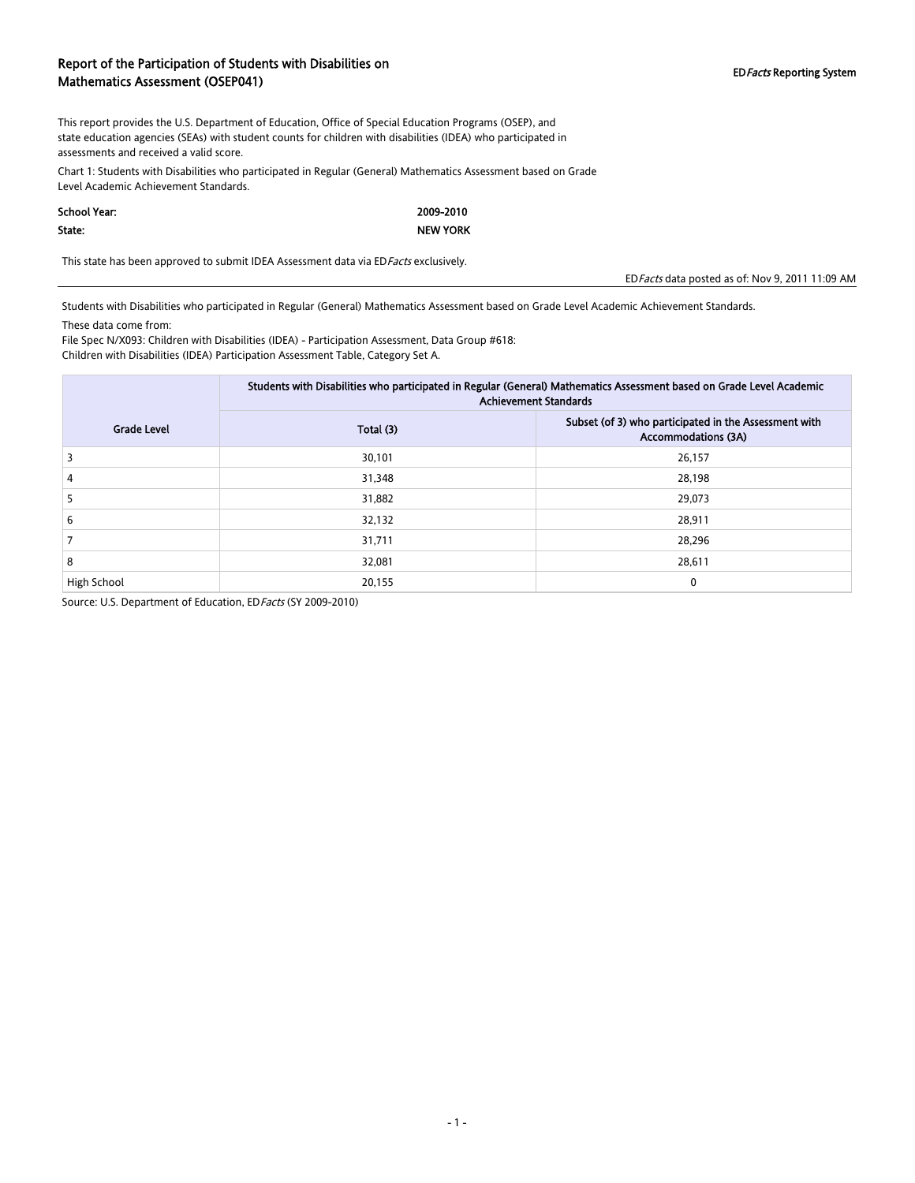# Report of the Participation of Students with Disabilities on Mathematics Assessment (OSEP041)

ED*Facts* Reporting System

This report provides the U.S. Department of Education, Office of Special Education Programs (OSEP), and state education agencies (SEAs) with student counts for children with disabilities (IDEA) who participated in assessments and received a valid score.

Chart 1: Students with Disabilities who participated in Regular (General) Mathematics Assessment based on Grade Level Academic Achievement Standards.

| | |
|---|---|
| **School Year:** | **2009-2010** |
| **State:** | **NEW YORK** |

This state has been approved to submit IDEA Assessment data via ED*Facts* exclusively.

ED*Facts* data posted as of: Nov 9, 2011 11:09 AM

Students with Disabilities who participated in Regular (General) Mathematics Assessment based on Grade Level Academic Achievement Standards.

These data come from:
File Spec N/X093: Children with Disabilities (IDEA) - Participation Assessment, Data Group #618:
Children with Disabilities (IDEA) Participation Assessment Table, Category Set A.

| Grade Level | Students with Disabilities who participated in Regular (General) Mathematics Assessment based on Grade Level Academic Achievement Standards | |
|---|---|---|
| | Total (3) | Subset (of 3) who participated in the Assessment with Accommodations (3A) |
| 3 | 30,101 | 26,157 |
| 4 | 31,348 | 28,198 |
| 5 | 31,882 | 29,073 |
| 6 | 32,132 | 28,911 |
| 7 | 31,711 | 28,296 |
| 8 | 32,081 | 28,611 |
| High School | 20,155 | 0 |

Source: U.S. Department of Education, ED*Facts* (SY 2009-2010)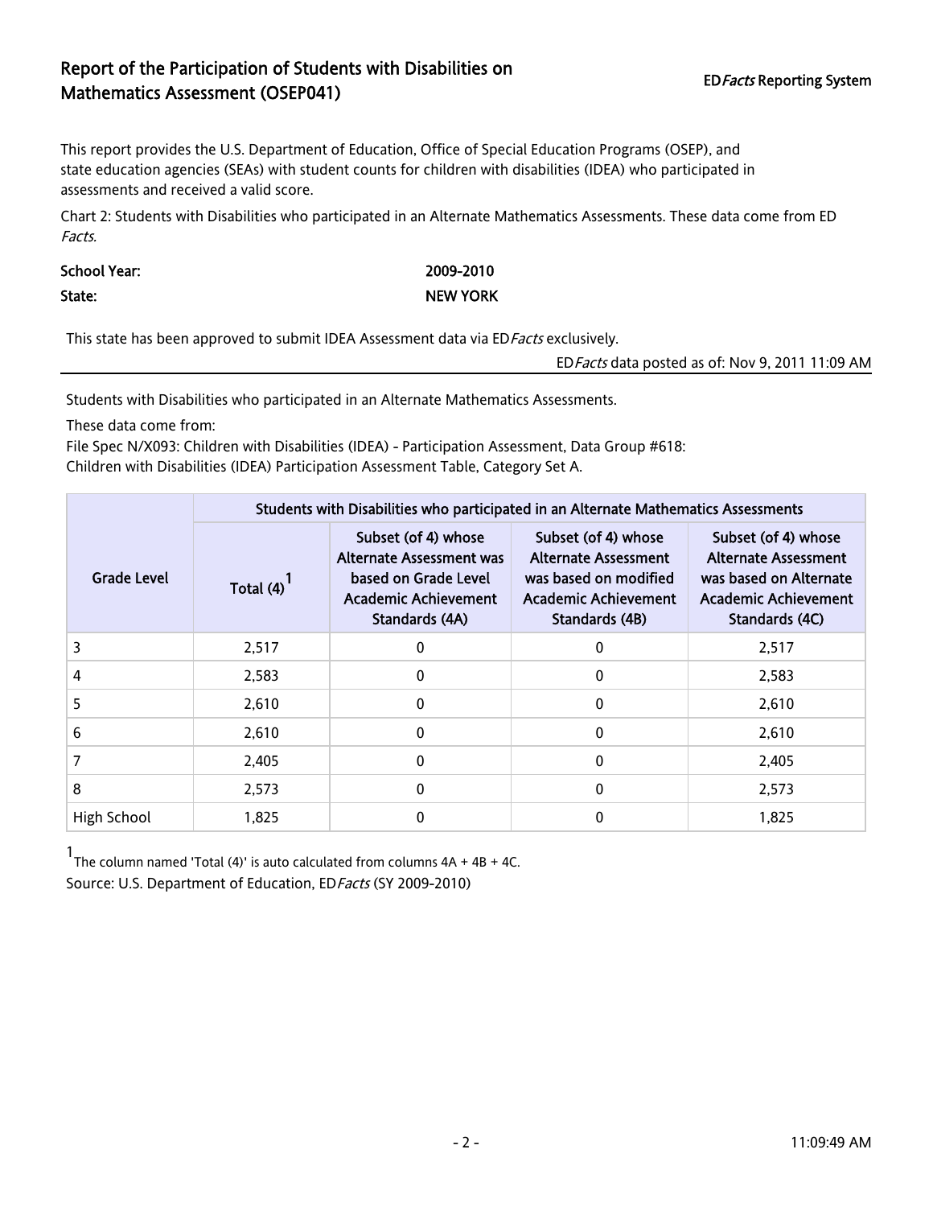# Report of the Participation of Students with Disabilities on Mathematics Assessment (OSEP041)

ED*Facts* Reporting System

This report provides the U.S. Department of Education, Office of Special Education Programs (OSEP), and state education agencies (SEAs) with student counts for children with disabilities (IDEA) who participated in assessments and received a valid score.

Chart 2: Students with Disabilities who participated in an Alternate Mathematics Assessments. These data come from ED *Facts.*

**School Year:** 2009-2010

**State:** NEW YORK

This state has been approved to submit IDEA Assessment data via ED*Facts* exclusively.

ED*Facts* data posted as of: Nov 9, 2011 11:09 AM

---

Students with Disabilities who participated in an Alternate Mathematics Assessments.

These data come from:
File Spec N/X093: Children with Disabilities (IDEA) - Participation Assessment, Data Group #618:
Children with Disabilities (IDEA) Participation Assessment Table, Category Set A.

| Grade Level | Students with Disabilities who participated in an Alternate Mathematics Assessments | | | |
|---|---|---|---|---|
| | Total (4)[1] | Subset (of 4) whose Alternate Assessment was based on Grade Level Academic Achievement Standards (4A) | Subset (of 4) whose Alternate Assessment was based on modified Academic Achievement Standards (4B) | Subset (of 4) whose Alternate Assessment was based on Alternate Academic Achievement Standards (4C) |
| 3 | 2,517 | 0 | 0 | 2,517 |
| 4 | 2,583 | 0 | 0 | 2,583 |
| 5 | 2,610 | 0 | 0 | 2,610 |
| 6 | 2,610 | 0 | 0 | 2,610 |
| 7 | 2,405 | 0 | 0 | 2,405 |
| 8 | 2,573 | 0 | 0 | 2,573 |
| High School | 1,825 | 0 | 0 | 1,825 |

[1] The column named 'Total (4)' is auto calculated from columns 4A + 4B + 4C.

Source: U.S. Department of Education, ED*Facts* (SY 2009-2010)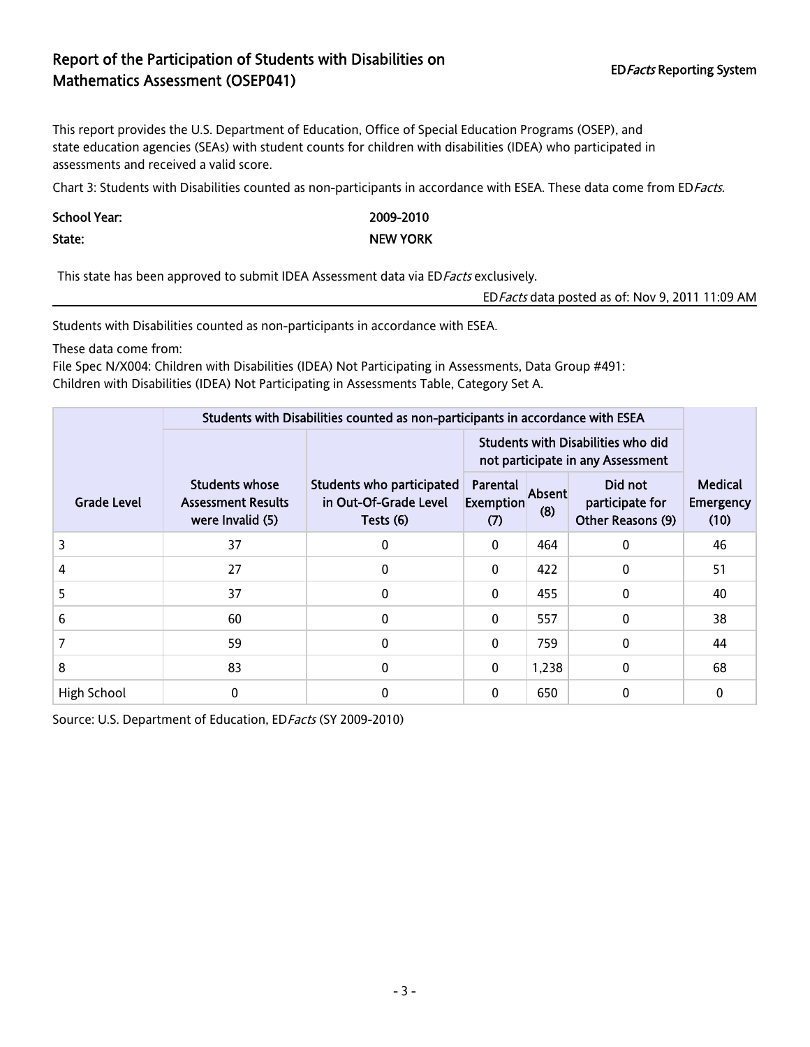# Report of the Participation of Students with Disabilities on Mathematics Assessment (OSEP041)

ED*Facts* Reporting System

This report provides the U.S. Department of Education, Office of Special Education Programs (OSEP), and state education agencies (SEAs) with student counts for children with disabilities (IDEA) who participated in assessments and received a valid score.

Chart 3: Students with Disabilities counted as non-participants in accordance with ESEA. These data come from ED*Facts*.

**School Year:** 2009-2010

**State:** NEW YORK

This state has been approved to submit IDEA Assessment data via ED*Facts* exclusively.

ED*Facts* data posted as of: Nov 9, 2011 11:09 AM

---

Students with Disabilities counted as non-participants in accordance with ESEA.

These data come from:

File Spec N/X004: Children with Disabilities (IDEA) Not Participating in Assessments, Data Group #491: Children with Disabilities (IDEA) Not Participating in Assessments Table, Category Set A.

| Grade Level | Students with Disabilities counted as non-participants in accordance with ESEA | | | | | Medical Emergency (10) |
|---|---|---|---|---|---|---|
| | | | Students with Disabilities who did not participate in any Assessment | | | |
| | Students whose Assessment Results were Invalid (5) | Students who participated in Out-Of-Grade Level Tests (6) | Parental Exemption (7) | Absent (8) | Did not participate for Other Reasons (9) | |
| 3 | 37 | 0 | 0 | 464 | 0 | 46 |
| 4 | 27 | 0 | 0 | 422 | 0 | 51 |
| 5 | 37 | 0 | 0 | 455 | 0 | 40 |
| 6 | 60 | 0 | 0 | 557 | 0 | 38 |
| 7 | 59 | 0 | 0 | 759 | 0 | 44 |
| 8 | 83 | 0 | 0 | 1,238 | 0 | 68 |
| High School | 0 | 0 | 0 | 650 | 0 | 0 |

Source: U.S. Department of Education, ED*Facts* (SY 2009-2010)